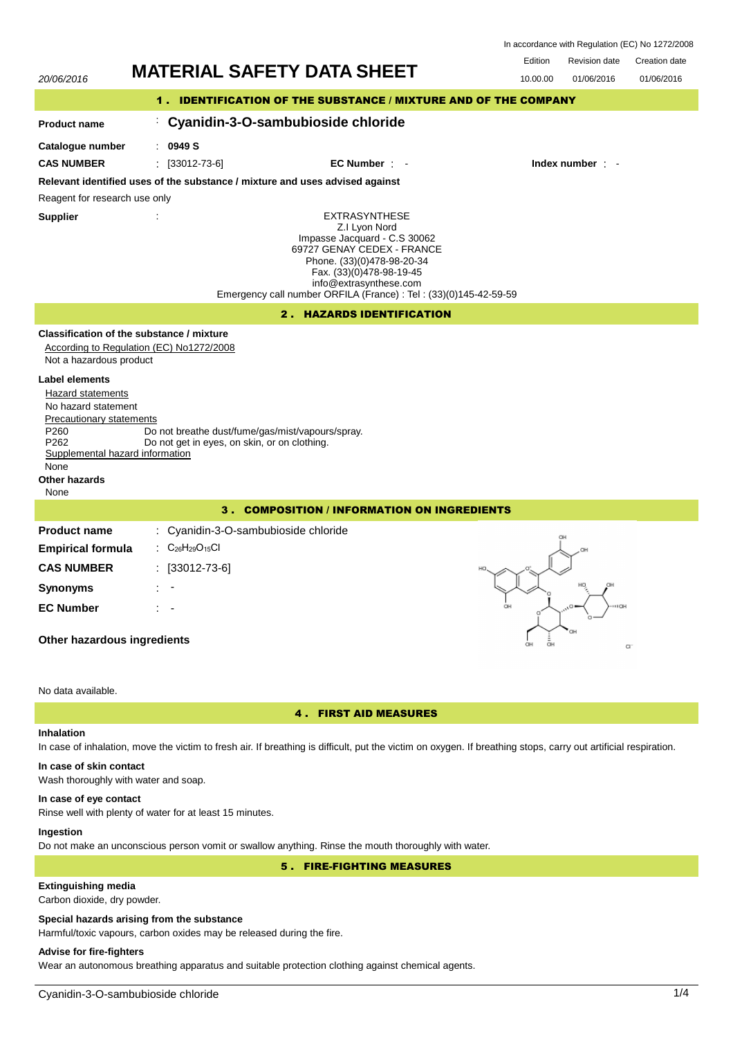In accordance with Regulation (EC) No 1272/2008

20/06/2016

# MATERIAL SAFETY DATA SHEET

| Edition | Revision date | Creation date |
|---|---|---|
| 10.00.00 | 01/06/2016 | 01/06/2016 |

## 1 . IDENTIFICATION OF THE SUBSTANCE / MIXTURE AND OF THE COMPANY

**Product name** : **Cyanidin-3-O-sambubioside chloride**

**Catalogue number** : **0949 S**

**CAS NUMBER** : [33012-73-6] **EC Number** : - **Index number** : -

**Relevant identified uses of the substance / mixture and uses advised against**

Reagent for research use only

**Supplier** :

EXTRASYNTHESE
Z.I Lyon Nord
Impasse Jacquard - C.S 30062
69727 GENAY CEDEX - FRANCE
Phone. (33)(0)478-98-20-34
Fax. (33)(0)478-98-19-45
info@extrasynthese.com
Emergency call number ORFILA (France) : Tel : (33)(0)145-42-59-59

## 2 . HAZARDS IDENTIFICATION

**Classification of the substance / mixture**

According to Regulation (EC) No1272/2008

Not a hazardous product

**Label elements**

Hazard statements

No hazard statement

Precautionary statements

P260 Do not breathe dust/fume/gas/mist/vapours/spray.
P262 Do not get in eyes, on skin, or on clothing.

Supplemental hazard information

None

**Other hazards**

None

## 3 . COMPOSITION / INFORMATION ON INGREDIENTS

**Product name** : Cyanidin-3-O-sambubioside chloride

**Empirical formula** : $C_{26}H_{29}O_{15}Cl$

**CAS NUMBER** : [33012-73-6]

**Synonyms** : -

**EC Number** : -

**Other hazardous ingredients**

No data available.

## 4 . FIRST AID MEASURES

**Inhalation**

In case of inhalation, move the victim to fresh air. If breathing is difficult, put the victim on oxygen. If breathing stops, carry out artificial respiration.

**In case of skin contact**

Wash thoroughly with water and soap.

**In case of eye contact**

Rinse well with plenty of water for at least 15 minutes.

**Ingestion**

Do not make an unconscious person vomit or swallow anything. Rinse the mouth thoroughly with water.

## 5 . FIRE-FIGHTING MEASURES

**Extinguishing media**

Carbon dioxide, dry powder.

**Special hazards arising from the substance**

Harmful/toxic vapours, carbon oxides may be released during the fire.

**Advise for fire-fighters**

Wear an autonomous breathing apparatus and suitable protection clothing against chemical agents.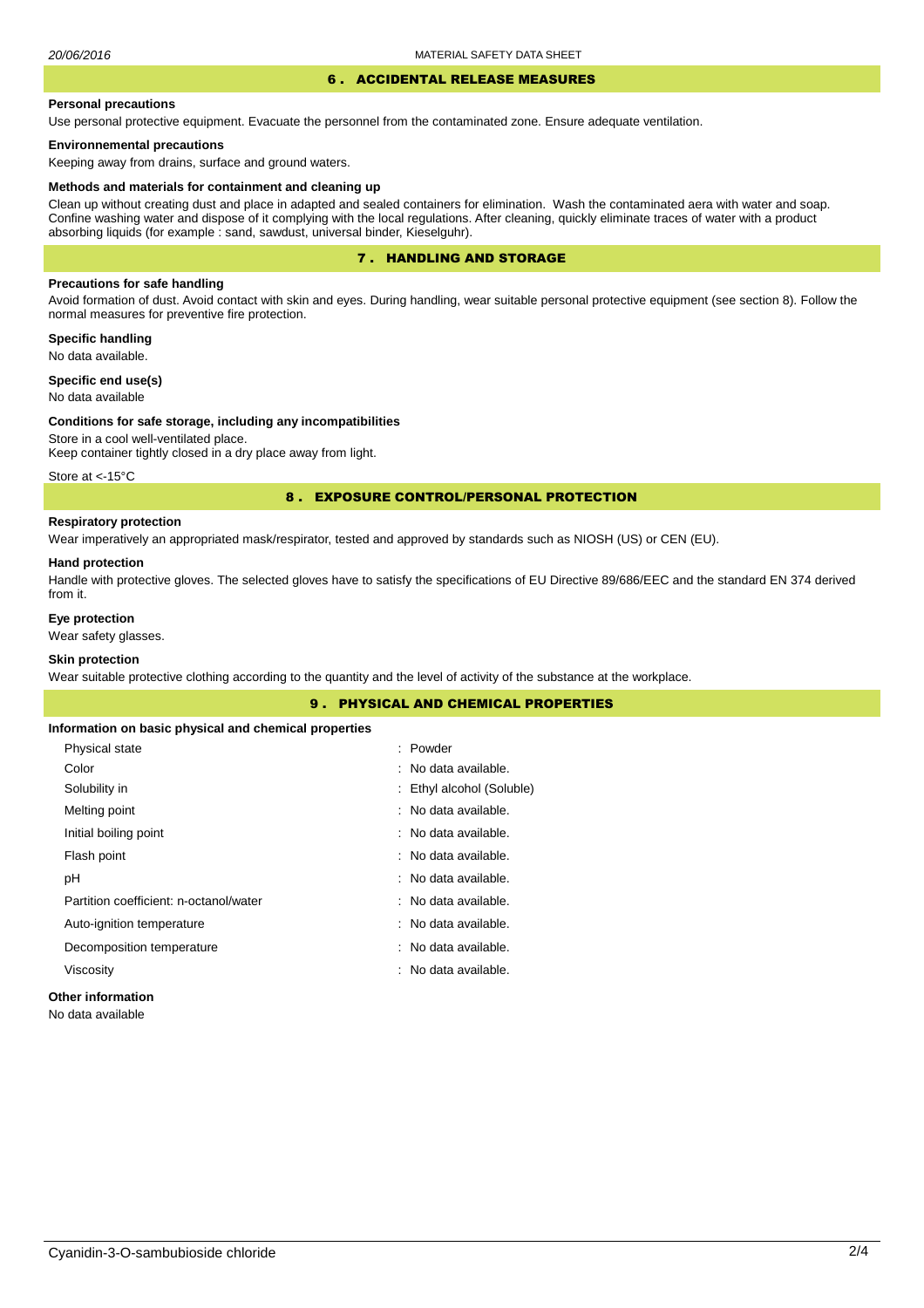## 6 . ACCIDENTAL RELEASE MEASURES

**Personal precautions**

Use personal protective equipment. Evacuate the personnel from the contaminated zone. Ensure adequate ventilation.

**Environnemental precautions**

Keeping away from drains, surface and ground waters.

**Methods and materials for containment and cleaning up**

Clean up without creating dust and place in adapted and sealed containers for elimination. Wash the contaminated aera with water and soap. Confine washing water and dispose of it complying with the local regulations. After cleaning, quickly eliminate traces of water with a product absorbing liquids (for example : sand, sawdust, universal binder, Kieselguhr).

## 7 . HANDLING AND STORAGE

**Precautions for safe handling**

Avoid formation of dust. Avoid contact with skin and eyes. During handling, wear suitable personal protective equipment (see section 8). Follow the normal measures for preventive fire protection.

**Specific handling**

No data available.

**Specific end use(s)**

No data available

**Conditions for safe storage, including any incompatibilities**

Store in a cool well-ventilated place.
Keep container tightly closed in a dry place away from light.

Store at <-15°C

## 8 . EXPOSURE CONTROL/PERSONAL PROTECTION

**Respiratory protection**

Wear imperatively an appropriated mask/respirator, tested and approved by standards such as NIOSH (US) or CEN (EU).

**Hand protection**

Handle with protective gloves. The selected gloves have to satisfy the specifications of EU Directive 89/686/EEC and the standard EN 374 derived from it.

**Eye protection**

Wear safety glasses.

**Skin protection**

Wear suitable protective clothing according to the quantity and the level of activity of the substance at the workplace.

## 9 . PHYSICAL AND CHEMICAL PROPERTIES

**Information on basic physical and chemical properties**

| | |
|---|---|
| Physical state | : Powder |
| Color | : No data available. |
| Solubility in | : Ethyl alcohol (Soluble) |
| Melting point | : No data available. |
| Initial boiling point | : No data available. |
| Flash point | : No data available. |
| pH | : No data available. |
| Partition coefficient: n-octanol/water | : No data available. |
| Auto-ignition temperature | : No data available. |
| Decomposition temperature | : No data available. |
| Viscosity | : No data available. |

**Other information**

No data available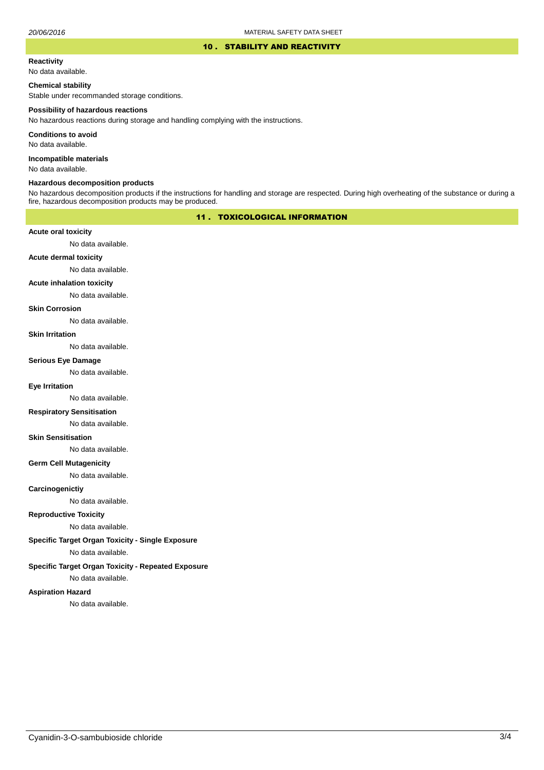## 10 . STABILITY AND REACTIVITY

**Reactivity**

No data available.

**Chemical stability**

Stable under recommanded storage conditions.

**Possibility of hazardous reactions**

No hazardous reactions during storage and handling complying with the instructions.

**Conditions to avoid**

No data available.

**Incompatible materials**

No data available.

**Hazardous decomposition products**

No hazardous decomposition products if the instructions for handling and storage are respected. During high overheating of the substance or during a fire, hazardous decomposition products may be produced.

## 11 . TOXICOLOGICAL INFORMATION

**Acute oral toxicity**

No data available.

**Acute dermal toxicity**

No data available.

**Acute inhalation toxicity**

No data available.

**Skin Corrosion**

No data available.

**Skin Irritation**

No data available.

**Serious Eye Damage**

No data available.

**Eye Irritation**

No data available.

**Respiratory Sensitisation**

No data available.

**Skin Sensitisation**

No data available.

**Germ Cell Mutagenicity**

No data available.

**Carcinogenictiy**

No data available.

**Reproductive Toxicity**

No data available.

**Specific Target Organ Toxicity - Single Exposure**

No data available.

**Specific Target Organ Toxicity - Repeated Exposure**

No data available.

**Aspiration Hazard**

No data available.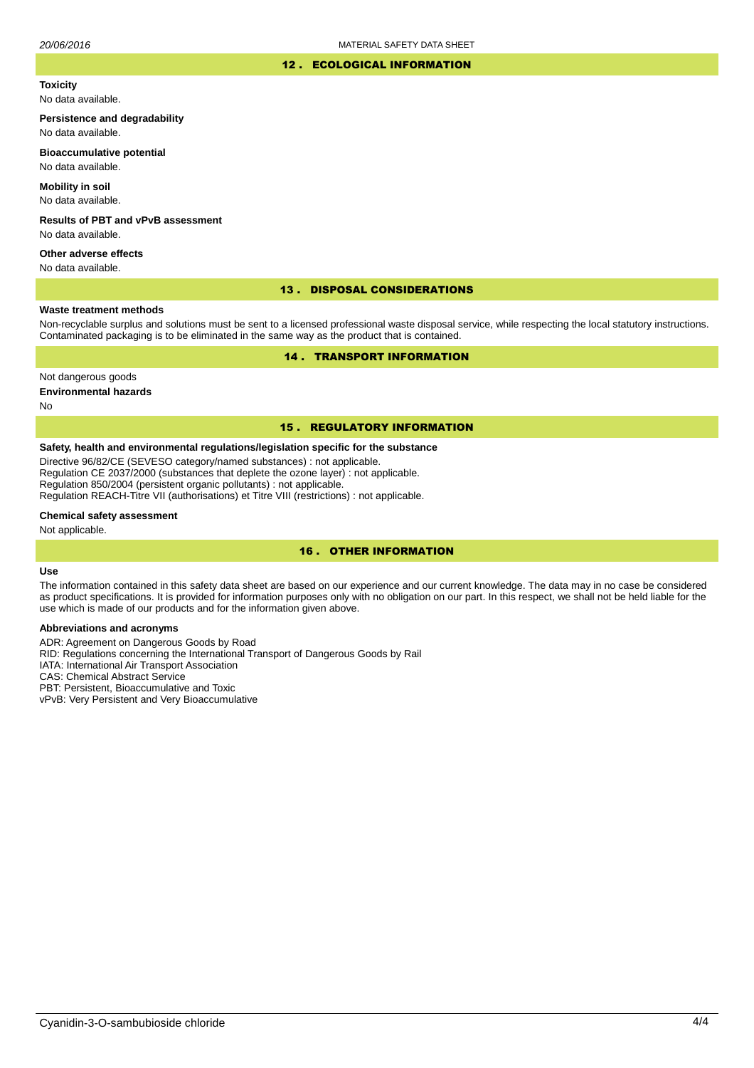## 12 . ECOLOGICAL INFORMATION

**Toxicity**

No data available.

**Persistence and degradability**

No data available.

**Bioaccumulative potential**

No data available.

**Mobility in soil**

No data available.

**Results of PBT and vPvB assessment**

No data available.

**Other adverse effects**

No data available.

## 13 . DISPOSAL CONSIDERATIONS

**Waste treatment methods**

Non-recyclable surplus and solutions must be sent to a licensed professional waste disposal service, while respecting the local statutory instructions. Contaminated packaging is to be eliminated in the same way as the product that is contained.

## 14 . TRANSPORT INFORMATION

Not dangerous goods

**Environmental hazards**

No

## 15 . REGULATORY INFORMATION

**Safety, health and environmental regulations/legislation specific for the substance**

Directive 96/82/CE (SEVESO category/named substances) : not applicable.
Regulation CE 2037/2000 (substances that deplete the ozone layer) : not applicable.
Regulation 850/2004 (persistent organic pollutants) : not applicable.
Regulation REACH-Titre VII (authorisations) et Titre VIII (restrictions) : not applicable.

**Chemical safety assessment**

Not applicable.

## 16 . OTHER INFORMATION

**Use**

The information contained in this safety data sheet are based on our experience and our current knowledge. The data may in no case be considered as product specifications. It is provided for information purposes only with no obligation on our part. In this respect, we shall not be held liable for the use which is made of our products and for the information given above.

**Abbreviations and acronyms**

ADR: Agreement on Dangerous Goods by Road
RID: Regulations concerning the International Transport of Dangerous Goods by Rail
IATA: International Air Transport Association
CAS: Chemical Abstract Service
PBT: Persistent, Bioaccumulative and Toxic
vPvB: Very Persistent and Very Bioaccumulative